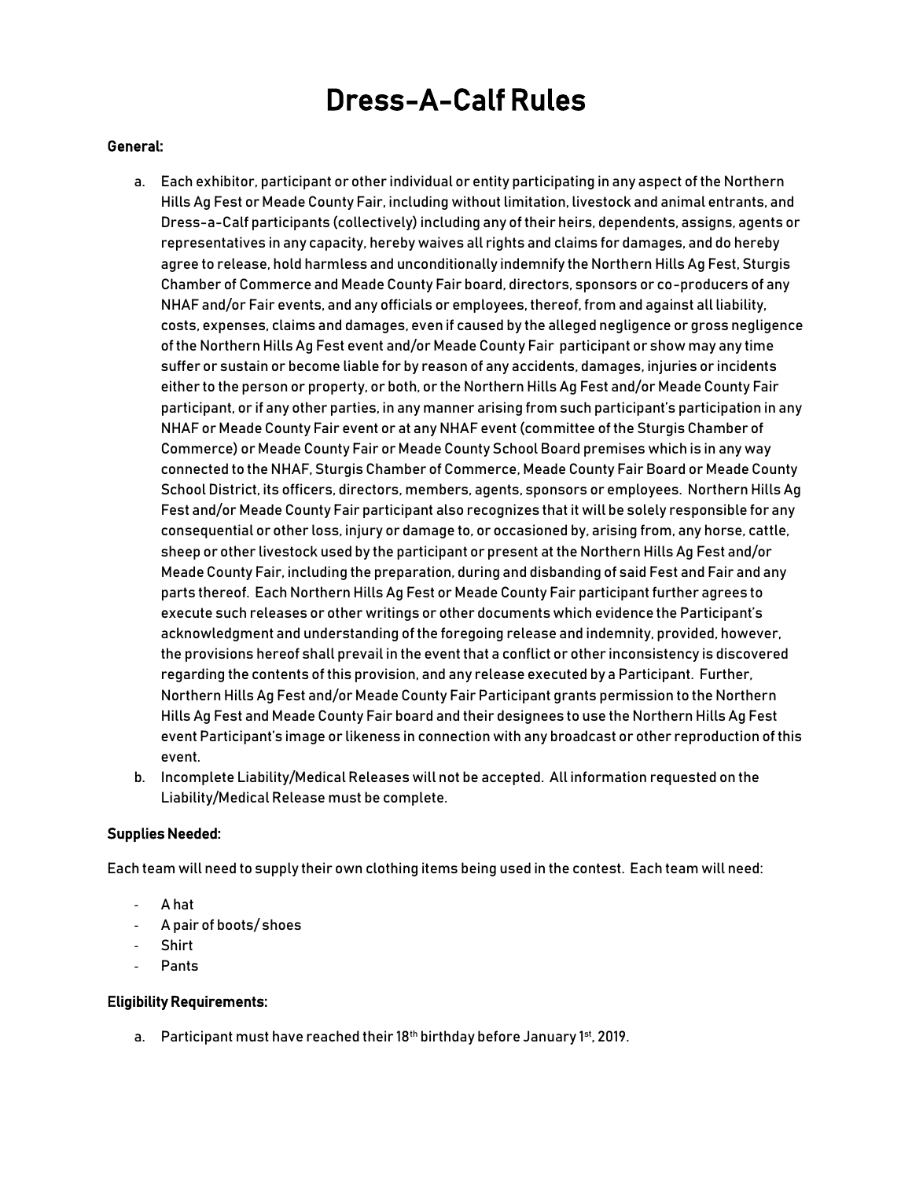# Dress-A-Calf Rules

**General:**

a. Each exhibitor, participant or other individual or entity participating in any aspect of the Northern Hills Ag Fest or Meade County Fair, including without limitation, livestock and animal entrants, and Dress-a-Calf participants (collectively) including any of their heirs, dependents, assigns, agents or representatives in any capacity, hereby waives all rights and claims for damages, and do hereby agree to release, hold harmless and unconditionally indemnify the Northern Hills Ag Fest, Sturgis Chamber of Commerce and Meade County Fair board, directors, sponsors or co-producers of any NHAF and/or Fair events, and any officials or employees, thereof, from and against all liability, costs, expenses, claims and damages, even if caused by the alleged negligence or gross negligence of the Northern Hills Ag Fest event and/or Meade County Fair participant or show may any time suffer or sustain or become liable for by reason of any accidents, damages, injuries or incidents either to the person or property, or both, or the Northern Hills Ag Fest and/or Meade County Fair participant, or if any other parties, in any manner arising from such participant's participation in any NHAF or Meade County Fair event or at any NHAF event (committee of the Sturgis Chamber of Commerce) or Meade County Fair or Meade County School Board premises which is in any way connected to the NHAF, Sturgis Chamber of Commerce, Meade County Fair Board or Meade County School District, its officers, directors, members, agents, sponsors or employees. Northern Hills Ag Fest and/or Meade County Fair participant also recognizes that it will be solely responsible for any consequential or other loss, injury or damage to, or occasioned by, arising from, any horse, cattle, sheep or other livestock used by the participant or present at the Northern Hills Ag Fest and/or Meade County Fair, including the preparation, during and disbanding of said Fest and Fair and any parts thereof. Each Northern Hills Ag Fest or Meade County Fair participant further agrees to execute such releases or other writings or other documents which evidence the Participant's acknowledgment and understanding of the foregoing release and indemnity, provided, however, the provisions hereof shall prevail in the event that a conflict or other inconsistency is discovered regarding the contents of this provision, and any release executed by a Participant. Further, Northern Hills Ag Fest and/or Meade County Fair Participant grants permission to the Northern Hills Ag Fest and Meade County Fair board and their designees to use the Northern Hills Ag Fest event Participant's image or likeness in connection with any broadcast or other reproduction of this event.

b. Incomplete Liability/Medical Releases will not be accepted. All information requested on the Liability/Medical Release must be complete.

**Supplies Needed:**

Each team will need to supply their own clothing items being used in the contest. Each team will need:

- A hat
- A pair of boots/ shoes
- Shirt
- Pants

**Eligibility Requirements:**

a. Participant must have reached their 18th birthday before January 1st, 2019.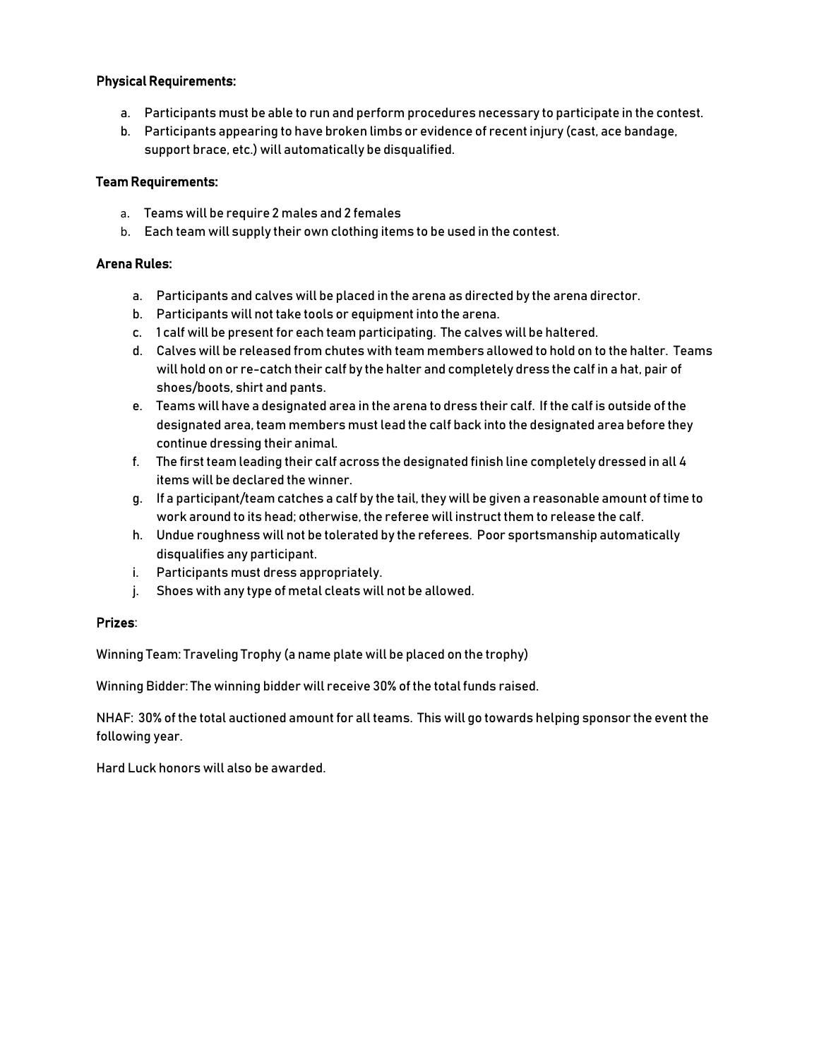**Physical Requirements:**

a. Participants must be able to run and perform procedures necessary to participate in the contest.
b. Participants appearing to have broken limbs or evidence of recent injury (cast, ace bandage, support brace, etc.) will automatically be disqualified.

**Team Requirements:**

a. Teams will be require 2 males and 2 females
b. Each team will supply their own clothing items to be used in the contest.

**Arena Rules:**

a. Participants and calves will be placed in the arena as directed by the arena director.
b. Participants will not take tools or equipment into the arena.
c. 1 calf will be present for each team participating. The calves will be haltered.
d. Calves will be released from chutes with team members allowed to hold on to the halter. Teams will hold on or re-catch their calf by the halter and completely dress the calf in a hat, pair of shoes/boots, shirt and pants.
e. Teams will have a designated area in the arena to dress their calf. If the calf is outside of the designated area, team members must lead the calf back into the designated area before they continue dressing their animal.
f. The first team leading their calf across the designated finish line completely dressed in all 4 items will be declared the winner.
g. If a participant/team catches a calf by the tail, they will be given a reasonable amount of time to work around to its head; otherwise, the referee will instruct them to release the calf.
h. Undue roughness will not be tolerated by the referees. Poor sportsmanship automatically disqualifies any participant.
i. Participants must dress appropriately.
j. Shoes with any type of metal cleats will not be allowed.

**Prizes**:

Winning Team: Traveling Trophy (a name plate will be placed on the trophy)

Winning Bidder: The winning bidder will receive 30% of the total funds raised.

NHAF: 30% of the total auctioned amount for all teams. This will go towards helping sponsor the event the following year.

Hard Luck honors will also be awarded.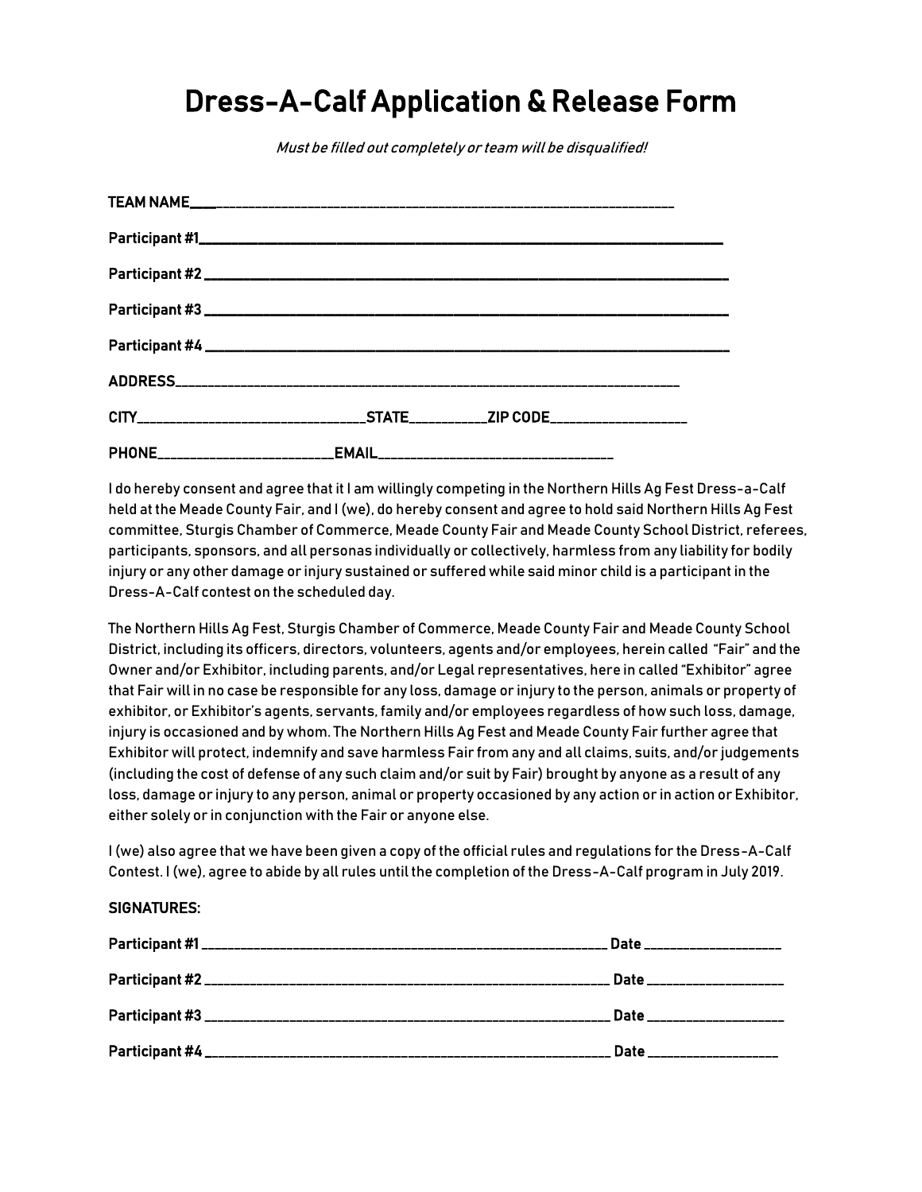# Dress-A-Calf Application & Release Form

*Must be filled out completely or team will be disqualified!*

**TEAM NAME**___________________________________________________________________________

**Participant #1**___________________________________________________________________________

**Participant #2** ___________________________________________________________________________

**Participant #3** ___________________________________________________________________________

**Participant #4** ___________________________________________________________________________

**ADDRESS**___________________________________________________________________________

**CITY**________________________________**STATE**__________**ZIP CODE**___________________

**PHONE**________________________**EMAIL**________________________________

I do hereby consent and agree that it I am willingly competing in the Northern Hills Ag Fest Dress-a-Calf held at the Meade County Fair, and I (we), do hereby consent and agree to hold said Northern Hills Ag Fest committee, Sturgis Chamber of Commerce, Meade County Fair and Meade County School District, referees, participants, sponsors, and all personas individually or collectively, harmless from any liability for bodily injury or any other damage or injury sustained or suffered while said minor child is a participant in the Dress-A-Calf contest on the scheduled day.

The Northern Hills Ag Fest, Sturgis Chamber of Commerce, Meade County Fair and Meade County School District, including its officers, directors, volunteers, agents and/or employees, herein called "Fair" and the Owner and/or Exhibitor, including parents, and/or Legal representatives, here in called "Exhibitor" agree that Fair will in no case be responsible for any loss, damage or injury to the person, animals or property of exhibitor, or Exhibitor's agents, servants, family and/or employees regardless of how such loss, damage, injury is occasioned and by whom. The Northern Hills Ag Fest and Meade County Fair further agree that Exhibitor will protect, indemnify and save harmless Fair from any and all claims, suits, and/or judgements (including the cost of defense of any such claim and/or suit by Fair) brought by anyone as a result of any loss, damage or injury to any person, animal or property occasioned by any action or in action or Exhibitor, either solely or in conjunction with the Fair or anyone else.

I (we) also agree that we have been given a copy of the official rules and regulations for the Dress-A-Calf Contest. I (we), agree to abide by all rules until the completion of the Dress-A-Calf program in July 2019.

**SIGNATURES:**

**Participant #1** ____________________________________________________________ **Date** ___________________

**Participant #2** ____________________________________________________________ **Date** ___________________

**Participant #3** ____________________________________________________________ **Date** ___________________

**Participant #4** ____________________________________________________________ **Date** ___________________